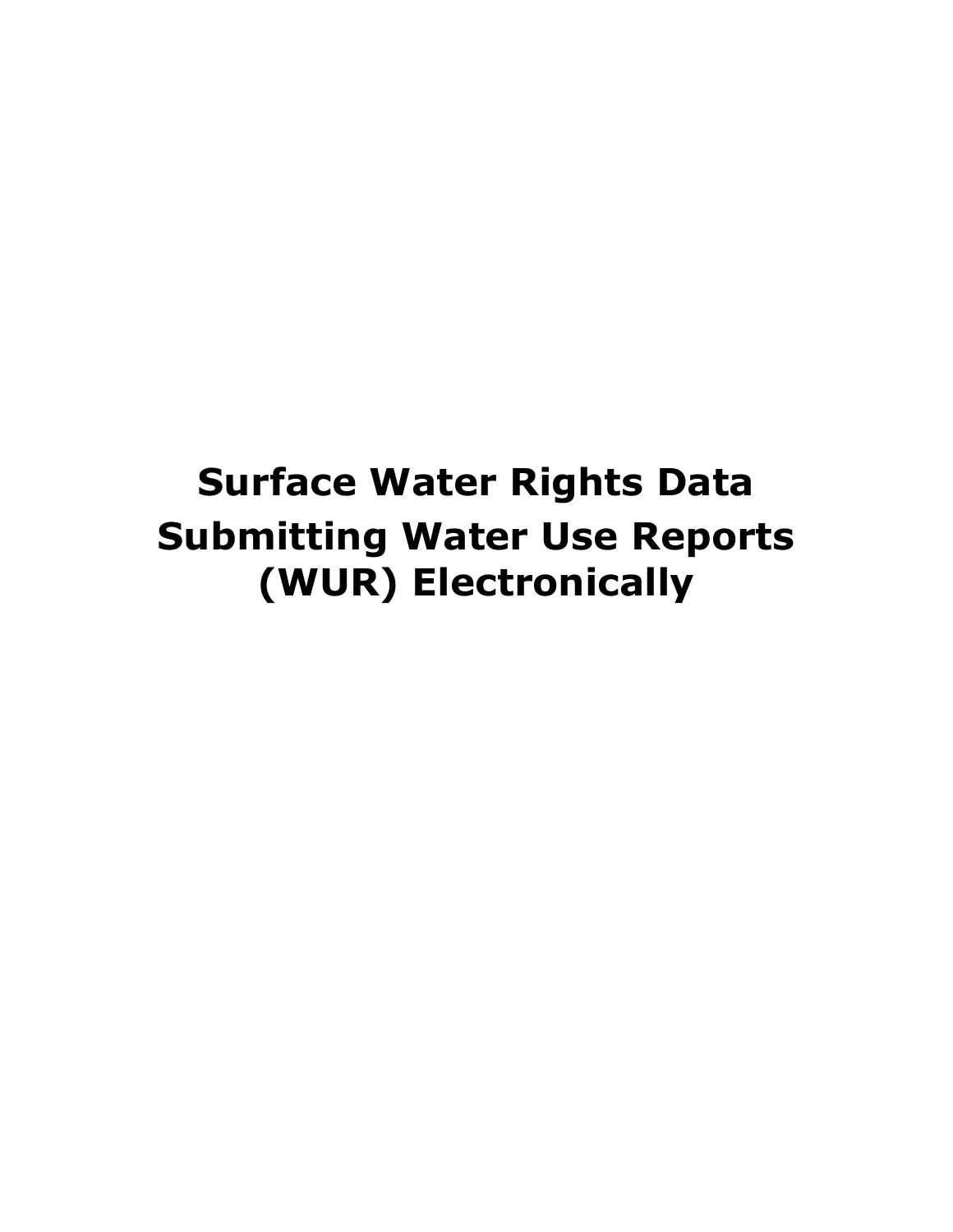# Surface Water Rights Data Submitting Water Use Reports (WUR) Electronically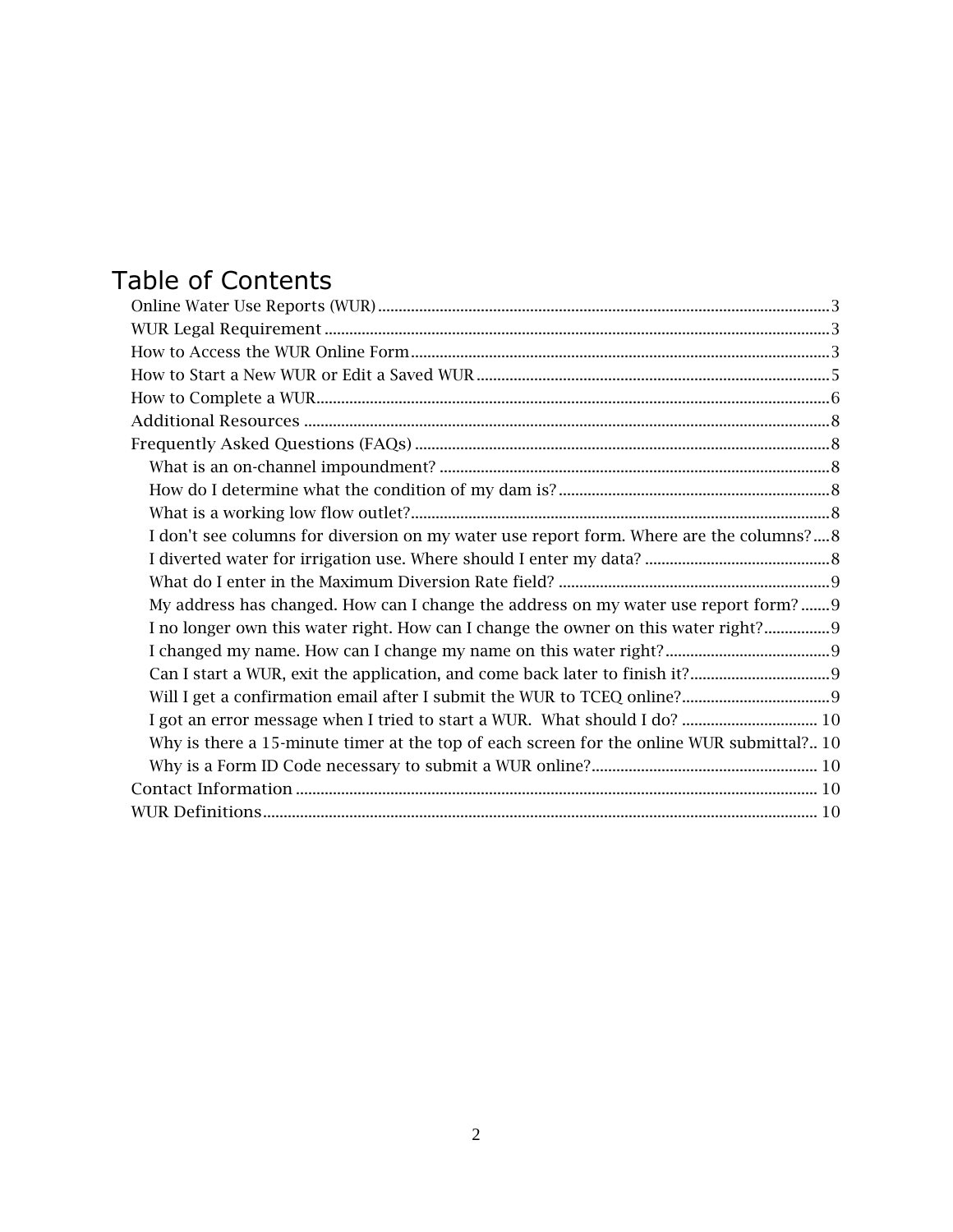# Table of Contents

- Online Water Use Reports (WUR) ........ 3
- WUR Legal Requirement ........ 3
- How to Access the WUR Online Form ........ 3
- How to Start a New WUR or Edit a Saved WUR ........ 5
- How to Complete a WUR ........ 6
- Additional Resources ........ 8
- Frequently Asked Questions (FAQs) ........ 8
  - What is an on-channel impoundment? ........ 8
  - How do I determine what the condition of my dam is? ........ 8
  - What is a working low flow outlet? ........ 8
  - I don't see columns for diversion on my water use report form. Where are the columns? ........ 8
  - I diverted water for irrigation use. Where should I enter my data? ........ 8
  - What do I enter in the Maximum Diversion Rate field? ........ 9
  - My address has changed. How can I change the address on my water use report form? ........ 9
  - I no longer own this water right. How can I change the owner on this water right? ........ 9
  - I changed my name. How can I change my name on this water right? ........ 9
  - Can I start a WUR, exit the application, and come back later to finish it? ........ 9
  - Will I get a confirmation email after I submit the WUR to TCEQ online? ........ 9
  - I got an error message when I tried to start a WUR. What should I do? ........ 10
  - Why is there a 15-minute timer at the top of each screen for the online WUR submittal? ........ 10
  - Why is a Form ID Code necessary to submit a WUR online? ........ 10
- Contact Information ........ 10
- WUR Definitions ........ 10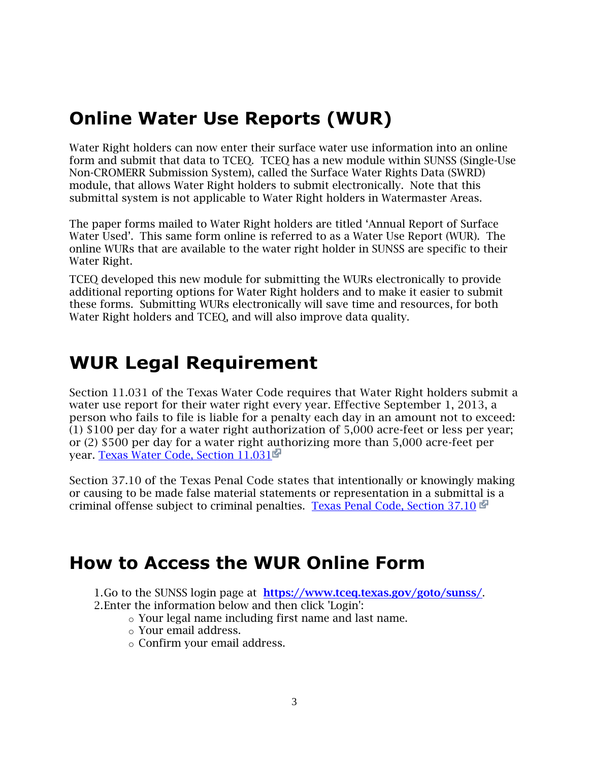# Online Water Use Reports (WUR)

Water Right holders can now enter their surface water use information into an online form and submit that data to TCEQ. TCEQ has a new module within SUNSS (Single-Use Non-CROMERR Submission System), called the Surface Water Rights Data (SWRD) module, that allows Water Right holders to submit electronically. Note that this submittal system is not applicable to Water Right holders in Watermaster Areas.

The paper forms mailed to Water Right holders are titled 'Annual Report of Surface Water Used'. This same form online is referred to as a Water Use Report (WUR). The online WURs that are available to the water right holder in SUNSS are specific to their Water Right.

TCEQ developed this new module for submitting the WURs electronically to provide additional reporting options for Water Right holders and to make it easier to submit these forms. Submitting WURs electronically will save time and resources, for both Water Right holders and TCEQ, and will also improve data quality.

# WUR Legal Requirement

Section 11.031 of the Texas Water Code requires that Water Right holders submit a water use report for their water right every year. Effective September 1, 2013, a person who fails to file is liable for a penalty each day in an amount not to exceed: (1) $100 per day for a water right authorization of 5,000 acre-feet or less per year; or (2) $500 per day for a water right authorizing more than 5,000 acre-feet per year. [Texas Water Code, Section 11.031]

Section 37.10 of the Texas Penal Code states that intentionally or knowingly making or causing to be made false material statements or representation in a submittal is a criminal offense subject to criminal penalties. [Texas Penal Code, Section 37.10]

# How to Access the WUR Online Form

1. Go to the SUNSS login page at **https://www.tceq.texas.gov/goto/sunss/**.
2. Enter the information below and then click 'Login':
   - Your legal name including first name and last name.
   - Your email address.
   - Confirm your email address.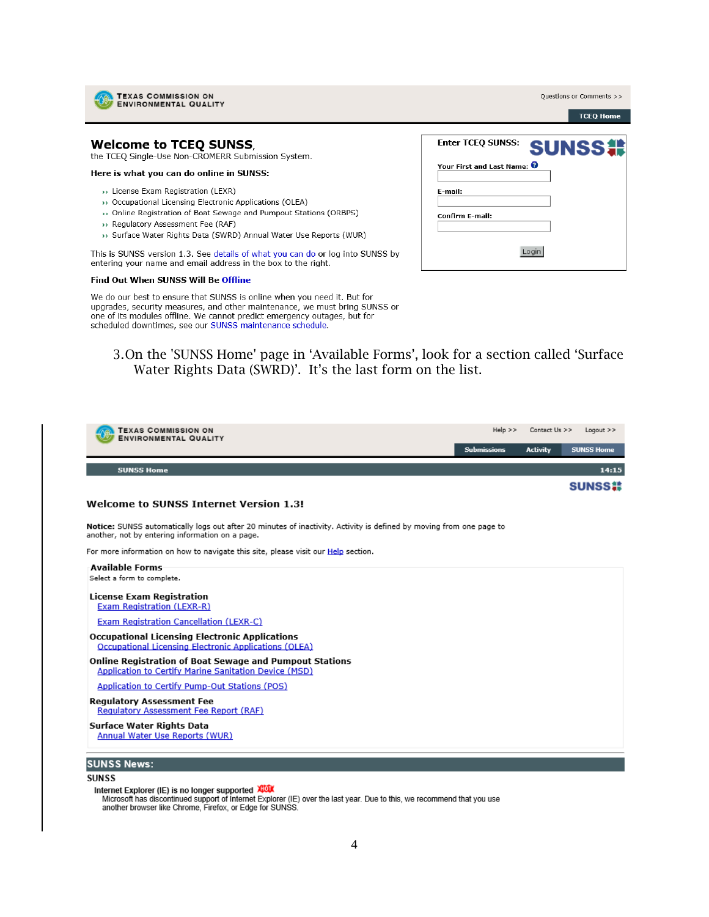TEXAS COMMISSION ON ENVIRONMENTAL QUALITY

Questions or Comments >>

TCEQ Home

## Welcome to TCEQ SUNSS,

the TCEQ Single-Use Non-CROMERR Submission System.

**Here is what you can do online in SUNSS:**

- License Exam Registration (LEXR)
- Occupational Licensing Electronic Applications (OLEA)
- Online Registration of Boat Sewage and Pumpout Stations (ORBPS)
- Regulatory Assessment Fee (RAF)
- Surface Water Rights Data (SWRD) Annual Water Use Reports (WUR)

This is SUNSS version 1.3. See details of what you can do or log into SUNSS by entering your name and email address in the box to the right.

**Find Out When SUNSS Will Be Offline**

We do our best to ensure that SUNSS is online when you need it. But for upgrades, security measures, and other maintenance, we must bring SUNSS or one of its modules offline. We cannot predict emergency outages, but for scheduled downtimes, see our SUNSS maintenance schedule.

**Enter TCEQ SUNSS:** SUNSS

Your First and Last Name:

E-mail:

Confirm E-mail:

Login

3. On the 'SUNSS Home' page in 'Available Forms', look for a section called 'Surface Water Rights Data (SWRD)'. It's the last form on the list.

TEXAS COMMISSION ON ENVIRONMENTAL QUALITY

Help >> Contact Us >> Logout >>

Submissions | Activity | SUNSS Home

SUNSS Home 14:15

SUNSS

**Welcome to SUNSS Internet Version 1.3!**

**Notice:** SUNSS automatically logs out after 20 minutes of inactivity. Activity is defined by moving from one page to another, not by entering information on a page.

For more information on how to navigate this site, please visit our Help section.

**Available Forms**

Select a form to complete.

**License Exam Registration**

Exam Registration (LEXR-R)

Exam Registration Cancellation (LEXR-C)

**Occupational Licensing Electronic Applications**

Occupational Licensing Electronic Applications (OLEA)

**Online Registration of Boat Sewage and Pumpout Stations**

Application to Certify Marine Sanitation Device (MSD)

Application to Certify Pump-Out Stations (POS)

**Regulatory Assessment Fee**

Regulatory Assessment Fee Report (RAF)

**Surface Water Rights Data**

Annual Water Use Reports (WUR)

**SUNSS News:**

**SUNSS**

**Internet Explorer (IE) is no longer supported** HOT

Microsoft has discontinued support of Internet Explorer (IE) over the last year. Due to this, we recommend that you use another browser like Chrome, Firefox, or Edge for SUNSS.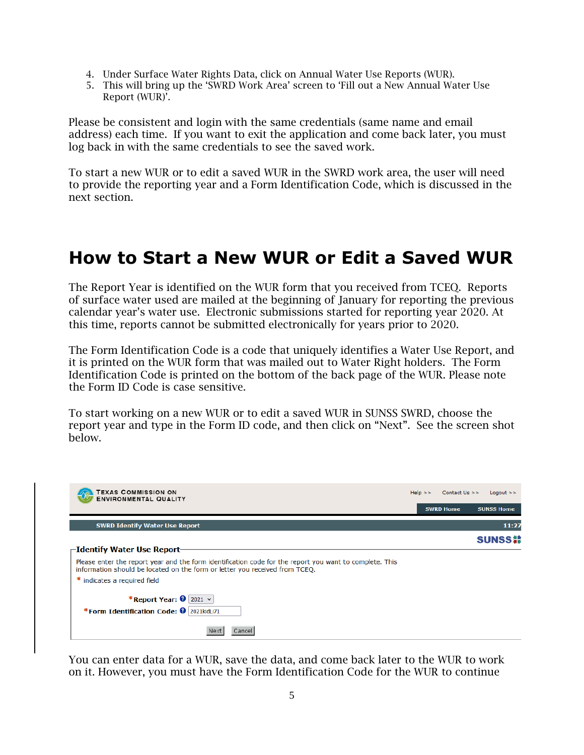4. Under Surface Water Rights Data, click on Annual Water Use Reports (WUR).
5. This will bring up the 'SWRD Work Area' screen to 'Fill out a New Annual Water Use Report (WUR)'.

Please be consistent and login with the same credentials (same name and email address) each time. If you want to exit the application and come back later, you must log back in with the same credentials to see the saved work.

To start a new WUR or to edit a saved WUR in the SWRD work area, the user will need to provide the reporting year and a Form Identification Code, which is discussed in the next section.

# How to Start a New WUR or Edit a Saved WUR

The Report Year is identified on the WUR form that you received from TCEQ. Reports of surface water used are mailed at the beginning of January for reporting the previous calendar year's water use. Electronic submissions started for reporting year 2020. At this time, reports cannot be submitted electronically for years prior to 2020.

The Form Identification Code is a code that uniquely identifies a Water Use Report, and it is printed on the WUR form that was mailed out to Water Right holders. The Form Identification Code is printed on the bottom of the back page of the WUR. Please note the Form ID Code is case sensitive.

To start working on a new WUR or to edit a saved WUR in SUNSS SWRD, choose the report year and type in the Form ID code, and then click on "Next". See the screen shot below.

TEXAS COMMISSION ON ENVIRONMENTAL QUALITY — Help >> | Contact Us >> | Logout >> | SWRD Home | SUNSS Home

SWRD Identify Water Use Report — 11:27 — SUNSS

**Identify Water Use Report**

Please enter the report year and the form identification code for the report you want to complete. This information should be located on the form or letter you received from TCEQ.

* indicates a required field

*Report Year: 2021

*Form Identification Code: 2021kdLi71

Next | Cancel

You can enter data for a WUR, save the data, and come back later to the WUR to work on it. However, you must have the Form Identification Code for the WUR to continue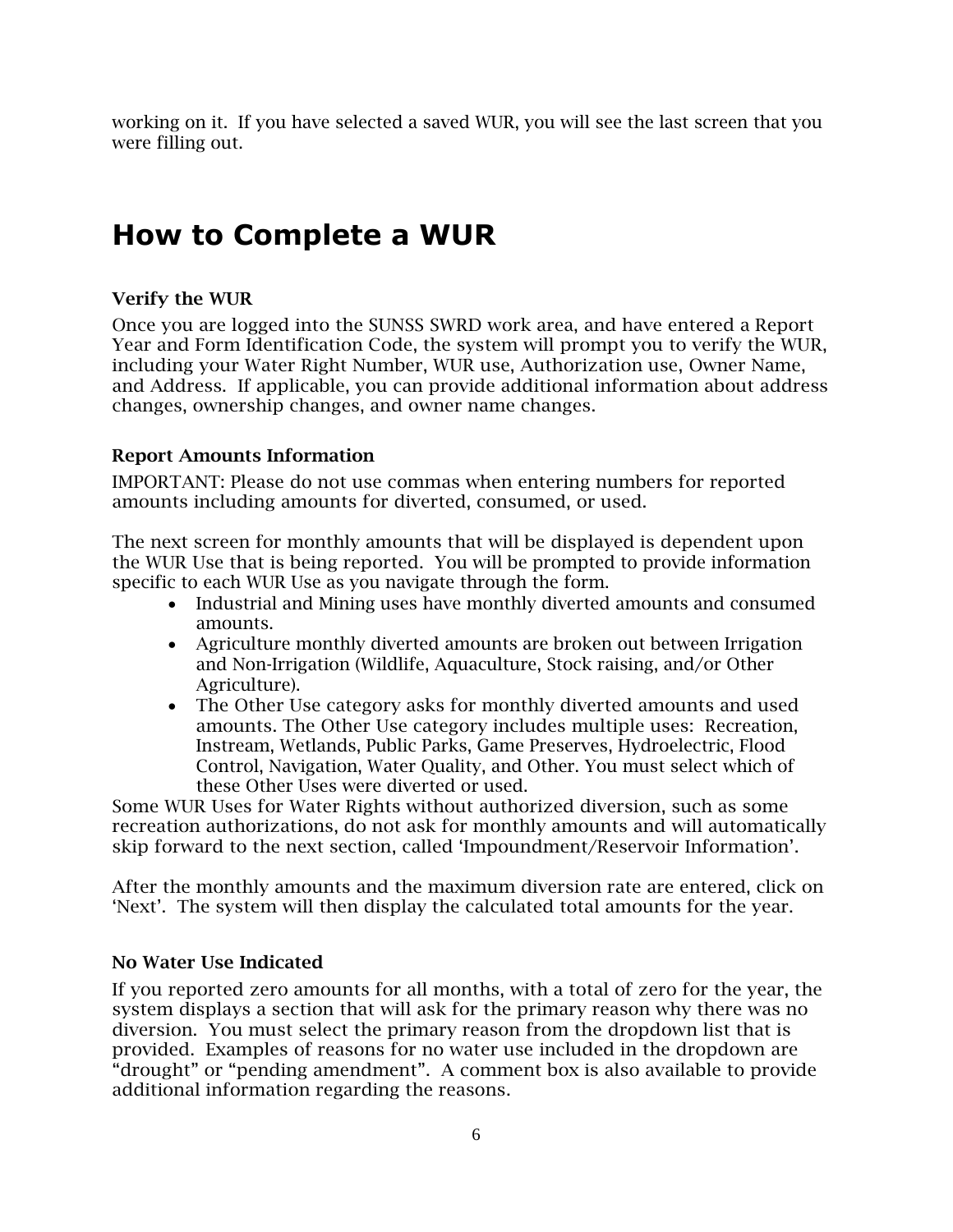working on it.  If you have selected a saved WUR, you will see the last screen that you were filling out.

# How to Complete a WUR

### Verify the WUR

Once you are logged into the SUNSS SWRD work area, and have entered a Report Year and Form Identification Code, the system will prompt you to verify the WUR, including your Water Right Number, WUR use, Authorization use, Owner Name, and Address.  If applicable, you can provide additional information about address changes, ownership changes, and owner name changes.

### Report Amounts Information

IMPORTANT: Please do not use commas when entering numbers for reported amounts including amounts for diverted, consumed, or used.

The next screen for monthly amounts that will be displayed is dependent upon the WUR Use that is being reported.  You will be prompted to provide information specific to each WUR Use as you navigate through the form.

- Industrial and Mining uses have monthly diverted amounts and consumed amounts.
- Agriculture monthly diverted amounts are broken out between Irrigation and Non-Irrigation (Wildlife, Aquaculture, Stock raising, and/or Other Agriculture).
- The Other Use category asks for monthly diverted amounts and used amounts. The Other Use category includes multiple uses:  Recreation, Instream, Wetlands, Public Parks, Game Preserves, Hydroelectric, Flood Control, Navigation, Water Quality, and Other. You must select which of these Other Uses were diverted or used.

Some WUR Uses for Water Rights without authorized diversion, such as some recreation authorizations, do not ask for monthly amounts and will automatically skip forward to the next section, called 'Impoundment/Reservoir Information'.

After the monthly amounts and the maximum diversion rate are entered, click on 'Next'.  The system will then display the calculated total amounts for the year.

### No Water Use Indicated

If you reported zero amounts for all months, with a total of zero for the year, the system displays a section that will ask for the primary reason why there was no diversion.  You must select the primary reason from the dropdown list that is provided.  Examples of reasons for no water use included in the dropdown are "drought" or "pending amendment".  A comment box is also available to provide additional information regarding the reasons.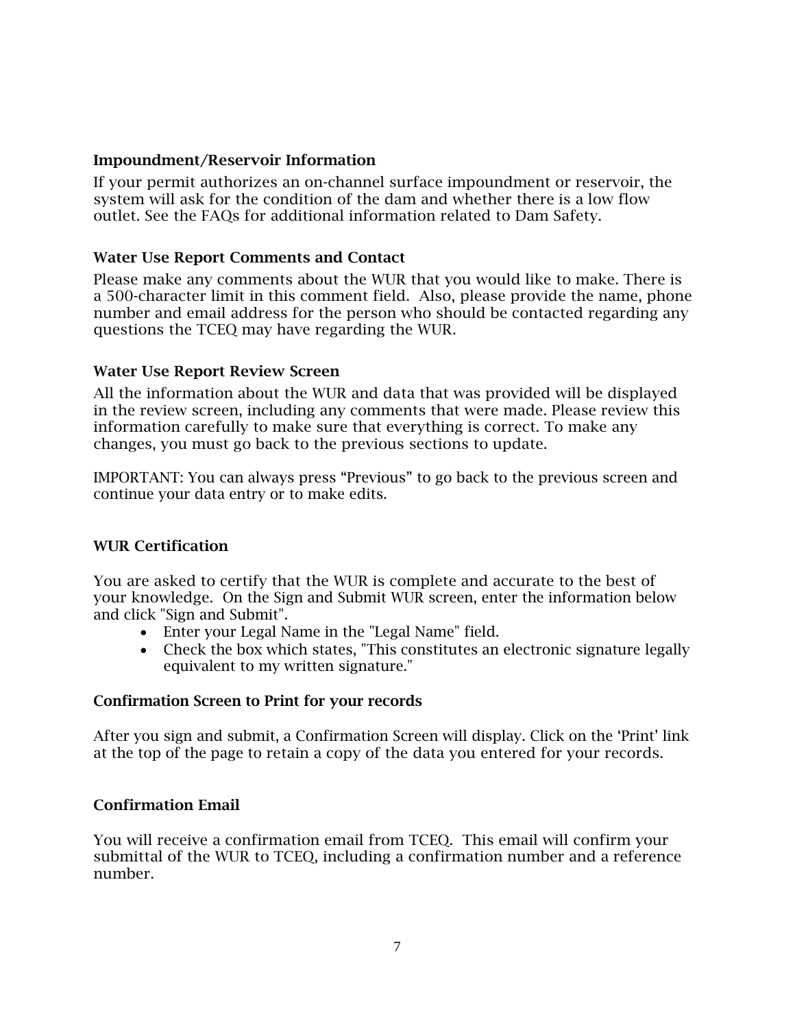### Impoundment/Reservoir Information

If your permit authorizes an on-channel surface impoundment or reservoir, the system will ask for the condition of the dam and whether there is a low flow outlet. See the FAQs for additional information related to Dam Safety.

### Water Use Report Comments and Contact

Please make any comments about the WUR that you would like to make. There is a 500-character limit in this comment field. Also, please provide the name, phone number and email address for the person who should be contacted regarding any questions the TCEQ may have regarding the WUR.

### Water Use Report Review Screen

All the information about the WUR and data that was provided will be displayed in the review screen, including any comments that were made. Please review this information carefully to make sure that everything is correct. To make any changes, you must go back to the previous sections to update.

IMPORTANT: You can always press “Previous” to go back to the previous screen and continue your data entry or to make edits.

### WUR Certification

You are asked to certify that the WUR is complete and accurate to the best of your knowledge. On the Sign and Submit WUR screen, enter the information below and click "Sign and Submit".

- Enter your Legal Name in the "Legal Name" field.
- Check the box which states, "This constitutes an electronic signature legally equivalent to my written signature."

### Confirmation Screen to Print for your records

After you sign and submit, a Confirmation Screen will display. Click on the ‘Print’ link at the top of the page to retain a copy of the data you entered for your records.

### Confirmation Email

You will receive a confirmation email from TCEQ. This email will confirm your submittal of the WUR to TCEQ, including a confirmation number and a reference number.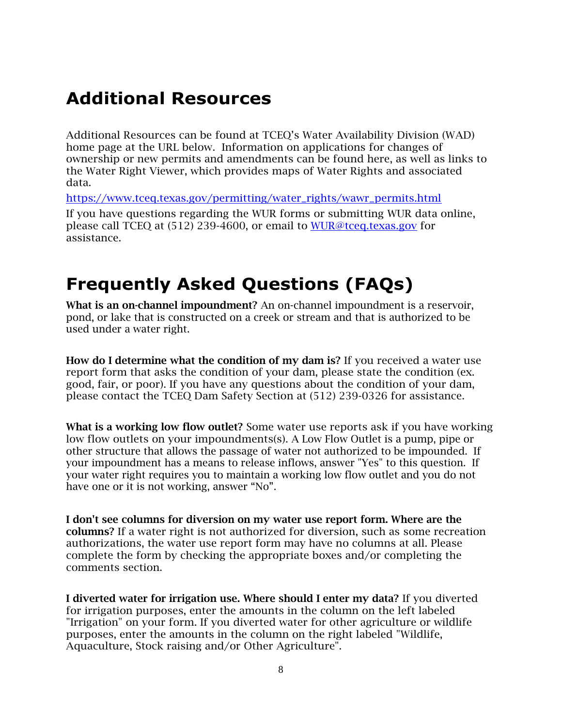# Additional Resources

Additional Resources can be found at TCEQ's Water Availability Division (WAD) home page at the URL below. Information on applications for changes of ownership or new permits and amendments can be found here, as well as links to the Water Right Viewer, which provides maps of Water Rights and associated data.

https://www.tceq.texas.gov/permitting/water_rights/wawr_permits.html

If you have questions regarding the WUR forms or submitting WUR data online, please call TCEQ at (512) 239-4600, or email to WUR@tceq.texas.gov for assistance.

# Frequently Asked Questions (FAQs)

**What is an on-channel impoundment?** An on-channel impoundment is a reservoir, pond, or lake that is constructed on a creek or stream and that is authorized to be used under a water right.

**How do I determine what the condition of my dam is?** If you received a water use report form that asks the condition of your dam, please state the condition (ex. good, fair, or poor). If you have any questions about the condition of your dam, please contact the TCEQ Dam Safety Section at (512) 239-0326 for assistance.

**What is a working low flow outlet?** Some water use reports ask if you have working low flow outlets on your impoundments(s). A Low Flow Outlet is a pump, pipe or other structure that allows the passage of water not authorized to be impounded. If your impoundment has a means to release inflows, answer "Yes" to this question. If your water right requires you to maintain a working low flow outlet and you do not have one or it is not working, answer "No".

**I don't see columns for diversion on my water use report form. Where are the columns?** If a water right is not authorized for diversion, such as some recreation authorizations, the water use report form may have no columns at all. Please complete the form by checking the appropriate boxes and/or completing the comments section.

**I diverted water for irrigation use. Where should I enter my data?** If you diverted for irrigation purposes, enter the amounts in the column on the left labeled "Irrigation" on your form. If you diverted water for other agriculture or wildlife purposes, enter the amounts in the column on the right labeled "Wildlife, Aquaculture, Stock raising and/or Other Agriculture".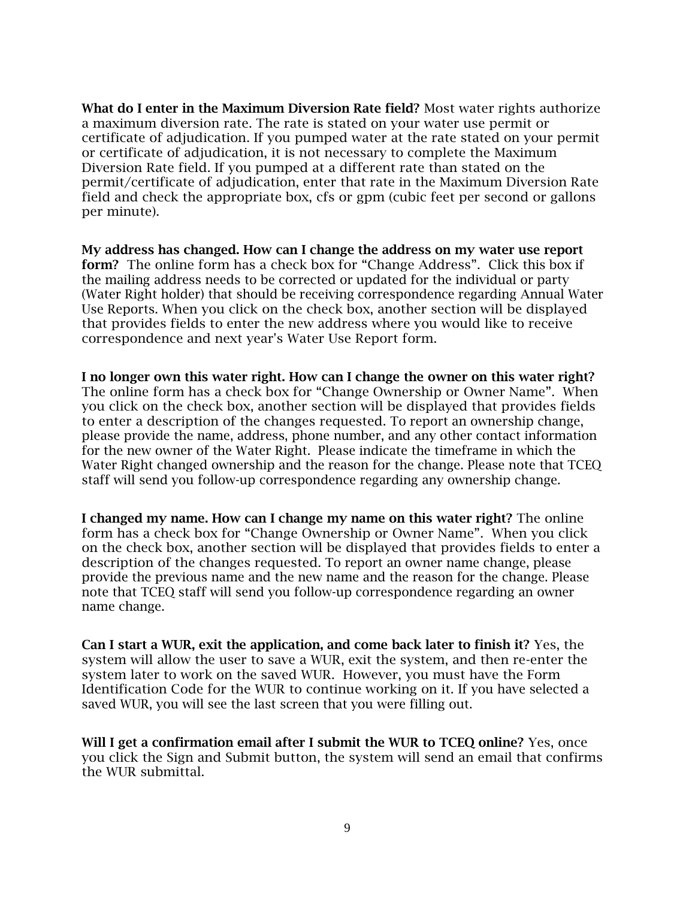**What do I enter in the Maximum Diversion Rate field?** Most water rights authorize a maximum diversion rate. The rate is stated on your water use permit or certificate of adjudication. If you pumped water at the rate stated on your permit or certificate of adjudication, it is not necessary to complete the Maximum Diversion Rate field. If you pumped at a different rate than stated on the permit/certificate of adjudication, enter that rate in the Maximum Diversion Rate field and check the appropriate box, cfs or gpm (cubic feet per second or gallons per minute).

**My address has changed. How can I change the address on my water use report form?** The online form has a check box for "Change Address". Click this box if the mailing address needs to be corrected or updated for the individual or party (Water Right holder) that should be receiving correspondence regarding Annual Water Use Reports. When you click on the check box, another section will be displayed that provides fields to enter the new address where you would like to receive correspondence and next year's Water Use Report form.

**I no longer own this water right. How can I change the owner on this water right?** The online form has a check box for "Change Ownership or Owner Name". When you click on the check box, another section will be displayed that provides fields to enter a description of the changes requested. To report an ownership change, please provide the name, address, phone number, and any other contact information for the new owner of the Water Right. Please indicate the timeframe in which the Water Right changed ownership and the reason for the change. Please note that TCEQ staff will send you follow-up correspondence regarding any ownership change.

**I changed my name. How can I change my name on this water right?** The online form has a check box for "Change Ownership or Owner Name". When you click on the check box, another section will be displayed that provides fields to enter a description of the changes requested. To report an owner name change, please provide the previous name and the new name and the reason for the change. Please note that TCEQ staff will send you follow-up correspondence regarding an owner name change.

**Can I start a WUR, exit the application, and come back later to finish it?** Yes, the system will allow the user to save a WUR, exit the system, and then re-enter the system later to work on the saved WUR. However, you must have the Form Identification Code for the WUR to continue working on it. If you have selected a saved WUR, you will see the last screen that you were filling out.

**Will I get a confirmation email after I submit the WUR to TCEQ online?** Yes, once you click the Sign and Submit button, the system will send an email that confirms the WUR submittal.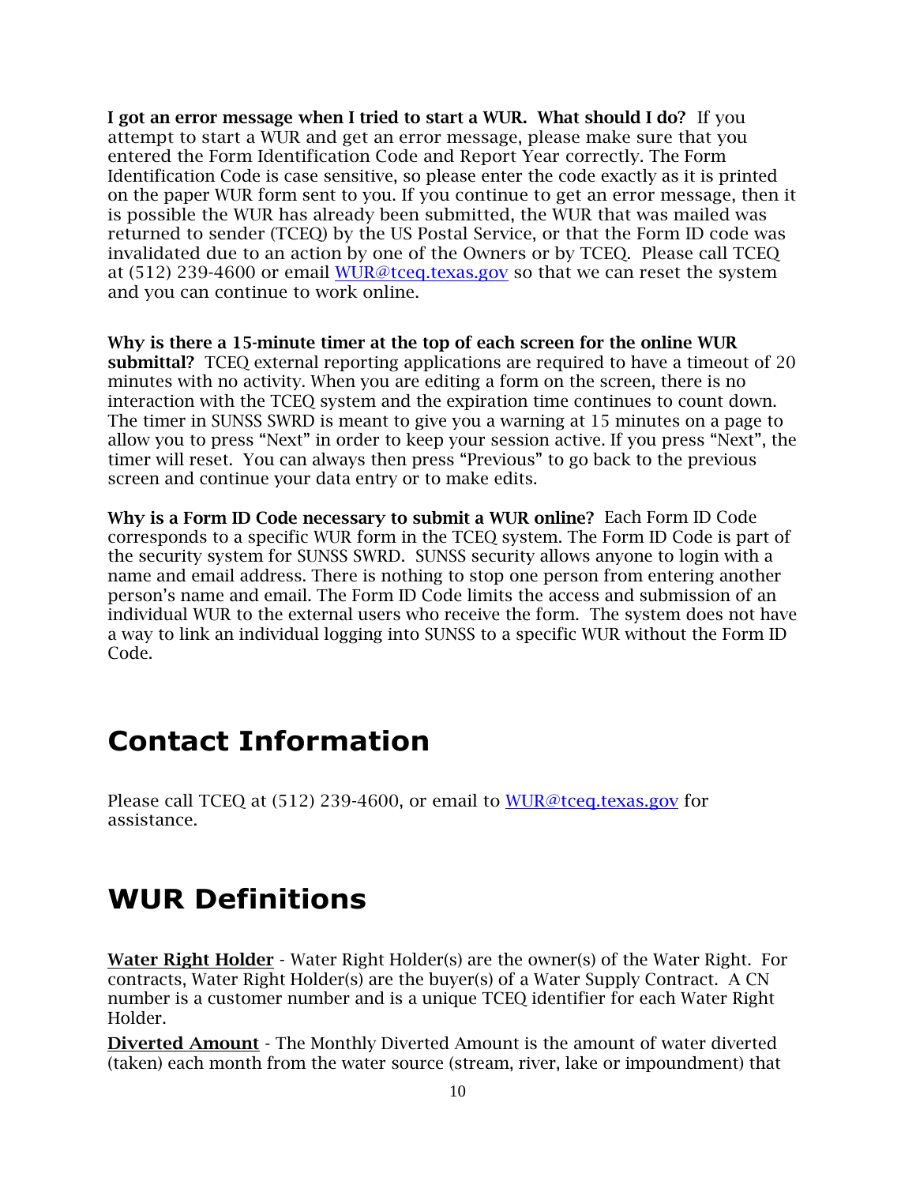**I got an error message when I tried to start a WUR. What should I do?** If you attempt to start a WUR and get an error message, please make sure that you entered the Form Identification Code and Report Year correctly. The Form Identification Code is case sensitive, so please enter the code exactly as it is printed on the paper WUR form sent to you. If you continue to get an error message, then it is possible the WUR has already been submitted, the WUR that was mailed was returned to sender (TCEQ) by the US Postal Service, or that the Form ID code was invalidated due to an action by one of the Owners or by TCEQ. Please call TCEQ at (512) 239-4600 or email [WUR@tceq.texas.gov](mailto:WUR@tceq.texas.gov) so that we can reset the system and you can continue to work online.

**Why is there a 15-minute timer at the top of each screen for the online WUR submittal?** TCEQ external reporting applications are required to have a timeout of 20 minutes with no activity. When you are editing a form on the screen, there is no interaction with the TCEQ system and the expiration time continues to count down. The timer in SUNSS SWRD is meant to give you a warning at 15 minutes on a page to allow you to press "Next" in order to keep your session active. If you press "Next", the timer will reset. You can always then press "Previous" to go back to the previous screen and continue your data entry or to make edits.

**Why is a Form ID Code necessary to submit a WUR online?** Each Form ID Code corresponds to a specific WUR form in the TCEQ system. The Form ID Code is part of the security system for SUNSS SWRD. SUNSS security allows anyone to login with a name and email address. There is nothing to stop one person from entering another person's name and email. The Form ID Code limits the access and submission of an individual WUR to the external users who receive the form. The system does not have a way to link an individual logging into SUNSS to a specific WUR without the Form ID Code.

# Contact Information

Please call TCEQ at (512) 239-4600, or email to [WUR@tceq.texas.gov](mailto:WUR@tceq.texas.gov) for assistance.

# WUR Definitions

**<u>Water Right Holder</u>** - Water Right Holder(s) are the owner(s) of the Water Right. For contracts, Water Right Holder(s) are the buyer(s) of a Water Supply Contract. A CN number is a customer number and is a unique TCEQ identifier for each Water Right Holder.

**<u>Diverted Amount</u>** - The Monthly Diverted Amount is the amount of water diverted (taken) each month from the water source (stream, river, lake or impoundment) that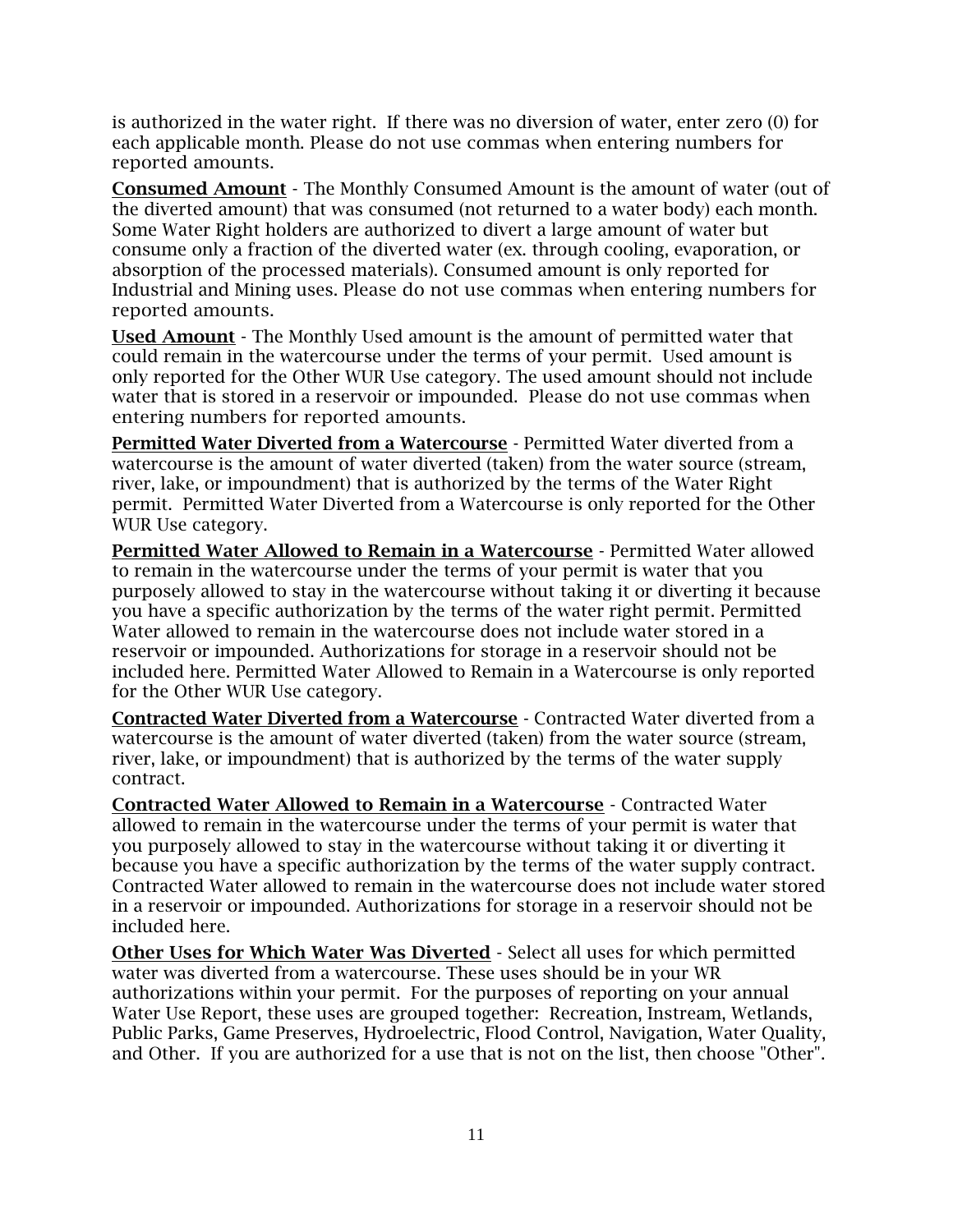is authorized in the water right. If there was no diversion of water, enter zero (0) for each applicable month. Please do not use commas when entering numbers for reported amounts.

**Consumed Amount** - The Monthly Consumed Amount is the amount of water (out of the diverted amount) that was consumed (not returned to a water body) each month. Some Water Right holders are authorized to divert a large amount of water but consume only a fraction of the diverted water (ex. through cooling, evaporation, or absorption of the processed materials). Consumed amount is only reported for Industrial and Mining uses. Please do not use commas when entering numbers for reported amounts.

**Used Amount** - The Monthly Used amount is the amount of permitted water that could remain in the watercourse under the terms of your permit. Used amount is only reported for the Other WUR Use category. The used amount should not include water that is stored in a reservoir or impounded. Please do not use commas when entering numbers for reported amounts.

**Permitted Water Diverted from a Watercourse** - Permitted Water diverted from a watercourse is the amount of water diverted (taken) from the water source (stream, river, lake, or impoundment) that is authorized by the terms of the Water Right permit. Permitted Water Diverted from a Watercourse is only reported for the Other WUR Use category.

**Permitted Water Allowed to Remain in a Watercourse** - Permitted Water allowed to remain in the watercourse under the terms of your permit is water that you purposely allowed to stay in the watercourse without taking it or diverting it because you have a specific authorization by the terms of the water right permit. Permitted Water allowed to remain in the watercourse does not include water stored in a reservoir or impounded. Authorizations for storage in a reservoir should not be included here. Permitted Water Allowed to Remain in a Watercourse is only reported for the Other WUR Use category.

**Contracted Water Diverted from a Watercourse** - Contracted Water diverted from a watercourse is the amount of water diverted (taken) from the water source (stream, river, lake, or impoundment) that is authorized by the terms of the water supply contract.

**Contracted Water Allowed to Remain in a Watercourse** - Contracted Water allowed to remain in the watercourse under the terms of your permit is water that you purposely allowed to stay in the watercourse without taking it or diverting it because you have a specific authorization by the terms of the water supply contract. Contracted Water allowed to remain in the watercourse does not include water stored in a reservoir or impounded. Authorizations for storage in a reservoir should not be included here.

**Other Uses for Which Water Was Diverted** - Select all uses for which permitted water was diverted from a watercourse. These uses should be in your WR authorizations within your permit. For the purposes of reporting on your annual Water Use Report, these uses are grouped together: Recreation, Instream, Wetlands, Public Parks, Game Preserves, Hydroelectric, Flood Control, Navigation, Water Quality, and Other. If you are authorized for a use that is not on the list, then choose "Other".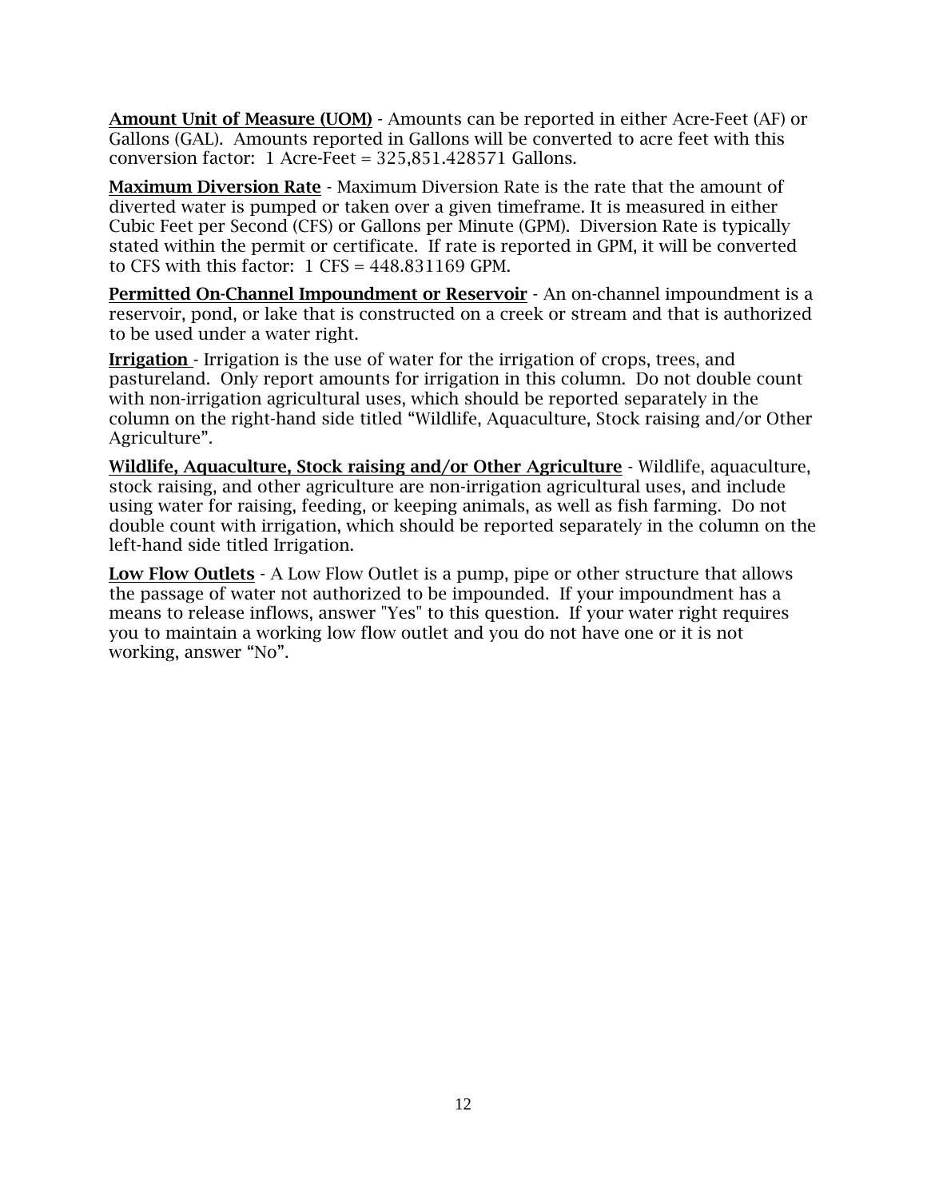**Amount Unit of Measure (UOM)** - Amounts can be reported in either Acre-Feet (AF) or Gallons (GAL). Amounts reported in Gallons will be converted to acre feet with this conversion factor: 1 Acre-Feet = 325,851.428571 Gallons.

**Maximum Diversion Rate** - Maximum Diversion Rate is the rate that the amount of diverted water is pumped or taken over a given timeframe. It is measured in either Cubic Feet per Second (CFS) or Gallons per Minute (GPM). Diversion Rate is typically stated within the permit or certificate. If rate is reported in GPM, it will be converted to CFS with this factor: 1 CFS = 448.831169 GPM.

**Permitted On-Channel Impoundment or Reservoir** - An on-channel impoundment is a reservoir, pond, or lake that is constructed on a creek or stream and that is authorized to be used under a water right.

**Irrigation** - Irrigation is the use of water for the irrigation of crops, trees, and pastureland. Only report amounts for irrigation in this column. Do not double count with non-irrigation agricultural uses, which should be reported separately in the column on the right-hand side titled "Wildlife, Aquaculture, Stock raising and/or Other Agriculture".

**Wildlife, Aquaculture, Stock raising and/or Other Agriculture** - Wildlife, aquaculture, stock raising, and other agriculture are non-irrigation agricultural uses, and include using water for raising, feeding, or keeping animals, as well as fish farming. Do not double count with irrigation, which should be reported separately in the column on the left-hand side titled Irrigation.

**Low Flow Outlets** - A Low Flow Outlet is a pump, pipe or other structure that allows the passage of water not authorized to be impounded. If your impoundment has a means to release inflows, answer "Yes" to this question. If your water right requires you to maintain a working low flow outlet and you do not have one or it is not working, answer "No".